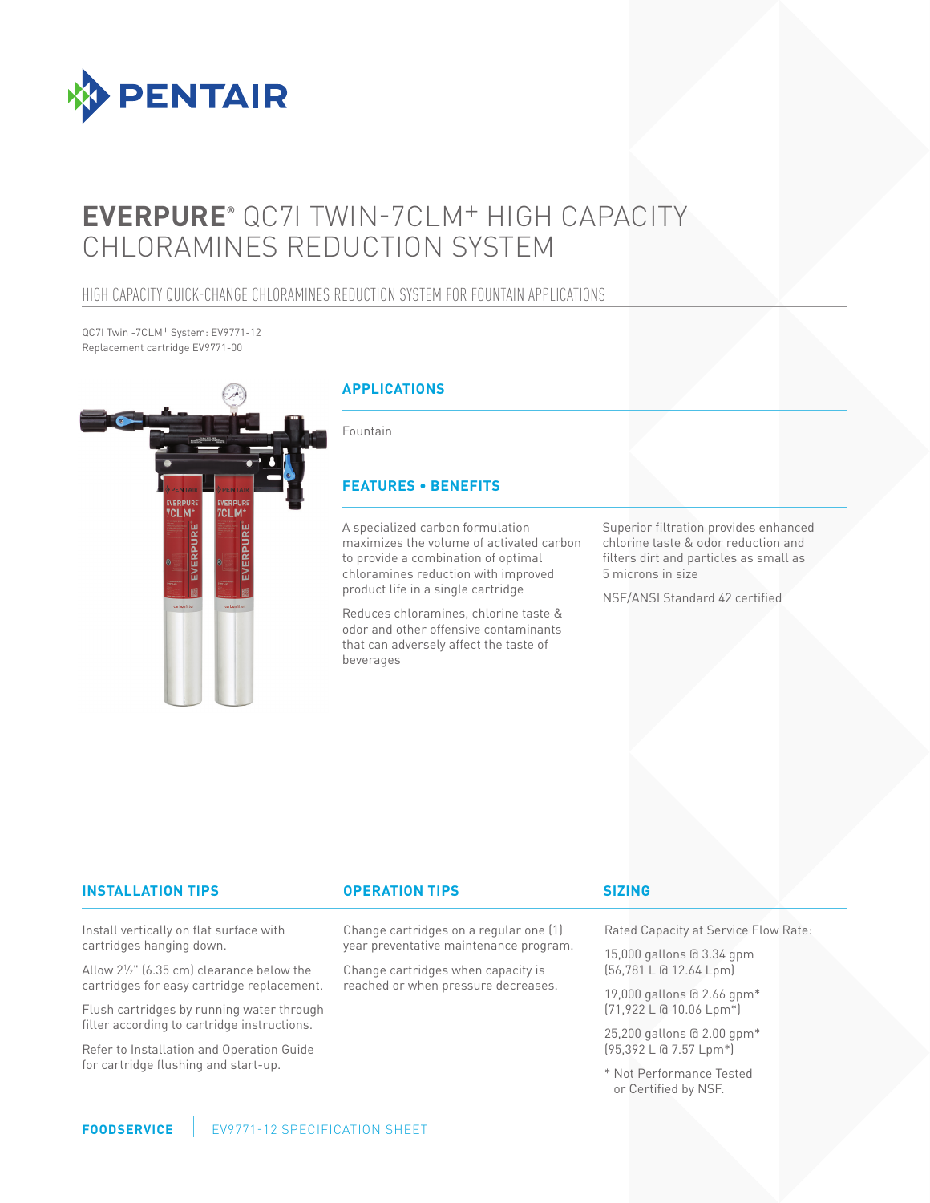PENTAIR

# EVERPURE® QC7I TWIN-7CLM+ HIGH CAPACITY CHLORAMINES REDUCTION SYSTEM

## HIGH CAPACITY QUICK-CHANGE CHLORAMINES REDUCTION SYSTEM FOR FOUNTAIN APPLICATIONS

QC7I Twin -7CLM+ System: EV9771-12
Replacement cartridge EV9771-00

### APPLICATIONS

Fountain

### FEATURES • BENEFITS

A specialized carbon formulation maximizes the volume of activated carbon to provide a combination of optimal chloramines reduction with improved product life in a single cartridge

Reduces chloramines, chlorine taste & odor and other offensive contaminants that can adversely affect the taste of beverages

Superior filtration provides enhanced chlorine taste & odor reduction and filters dirt and particles as small as 5 microns in size

NSF/ANSI Standard 42 certified

### INSTALLATION TIPS

Install vertically on flat surface with cartridges hanging down.

Allow 2½" (6.35 cm) clearance below the cartridges for easy cartridge replacement.

Flush cartridges by running water through filter according to cartridge instructions.

Refer to Installation and Operation Guide for cartridge flushing and start-up.

### OPERATION TIPS

Change cartridges on a regular one (1) year preventative maintenance program.

Change cartridges when capacity is reached or when pressure decreases.

### SIZING

Rated Capacity at Service Flow Rate:

15,000 gallons @ 3.34 gpm
(56,781 L @ 12.64 Lpm)

19,000 gallons @ 2.66 gpm*
(71,922 L @ 10.06 Lpm*)

25,200 gallons @ 2.00 gpm*
(95,392 L @ 7.57 Lpm*)

\* Not Performance Tested or Certified by NSF.

FOODSERVICE | EV9771-12 SPECIFICATION SHEET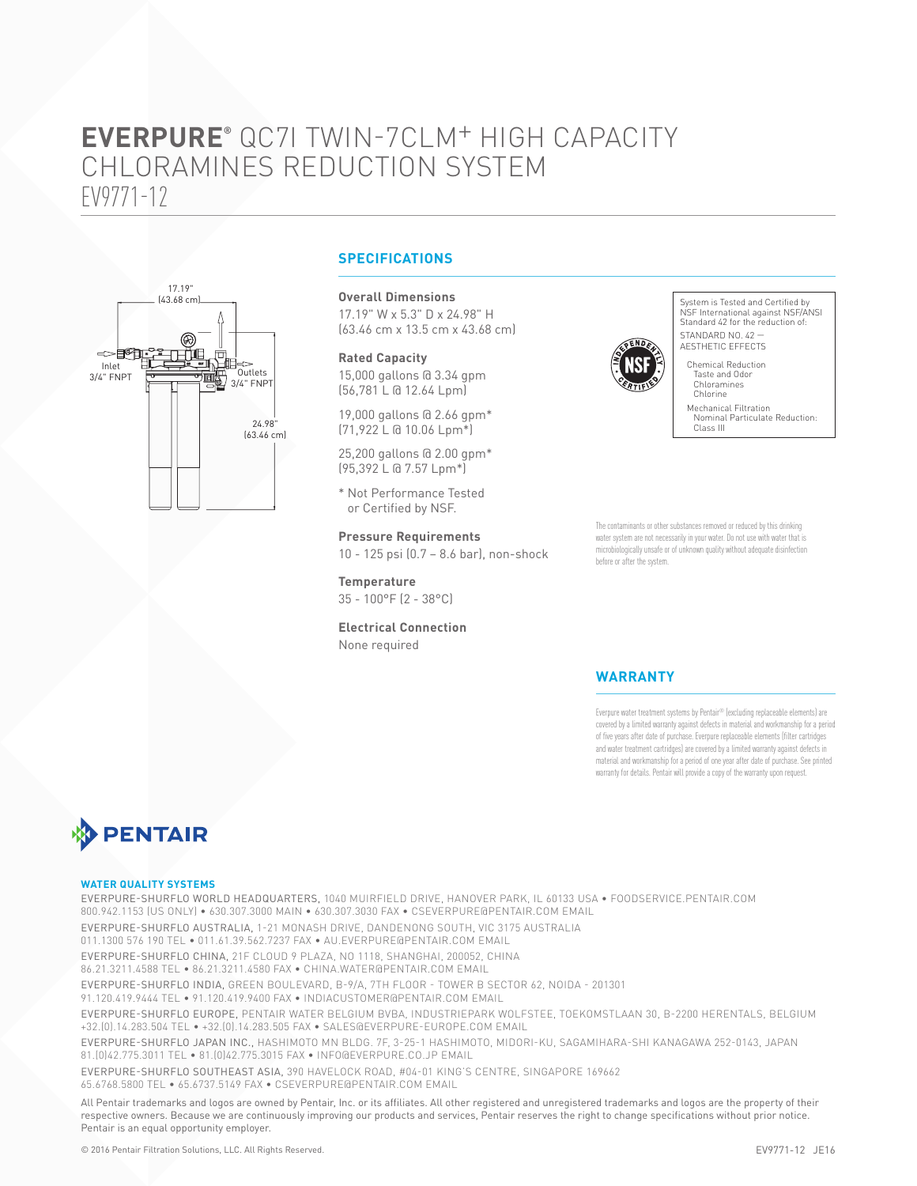# EVERPURE® QC7I TWIN-7CLM+ HIGH CAPACITY CHLORAMINES REDUCTION SYSTEM

EV9771-12

17.19"
(43.68 cm)

Inlet
3/4" FNPT

Outlets
3/4" FNPT

24.98"
(63.46 cm)

## SPECIFICATIONS

**Overall Dimensions**
17.19" W x 5.3" D x 24.98" H
(63.46 cm x 13.5 cm x 43.68 cm)

**Rated Capacity**
15,000 gallons @ 3.34 gpm
(56,781 L @ 12.64 Lpm)

19,000 gallons @ 2.66 gpm*
(71,922 L @ 10.06 Lpm*)

25,200 gallons @ 2.00 gpm*
(95,392 L @ 7.57 Lpm*)

* Not Performance Tested or Certified by NSF.

**Pressure Requirements**
10 - 125 psi (0.7 – 8.6 bar), non-shock

**Temperature**
35 - 100°F (2 - 38°C)

**Electrical Connection**
None required

INDEPENDENTLY NSF CERTIFIED

System is Tested and Certified by NSF International against NSF/ANSI Standard 42 for the reduction of:

STANDARD NO. 42 — AESTHETIC EFFECTS

Chemical Reduction
- Taste and Odor
- Chloramines
- Chlorine

Mechanical Filtration
- Nominal Particulate Reduction: Class III

The contaminants or other substances removed or reduced by this drinking water system are not necessarily in your water. Do not use with water that is microbiologically unsafe or of unknown quality without adequate disinfection before or after the system.

## WARRANTY

Everpure water treatment systems by Pentair® (excluding replaceable elements) are covered by a limited warranty against defects in material and workmanship for a period of five years after date of purchase. Everpure replaceable elements (filter cartridges and water treatment cartridges) are covered by a limited warranty against defects in material and workmanship for a period of one year after date of purchase. See printed warranty for details. Pentair will provide a copy of the warranty upon request.

PENTAIR

**WATER QUALITY SYSTEMS**

EVERPURE-SHURFLO WORLD HEADQUARTERS, 1040 MUIRFIELD DRIVE, HANOVER PARK, IL 60133 USA • FOODSERVICE.PENTAIR.COM
800.942.1153 (US ONLY) • 630.307.3000 MAIN • 630.307.3030 FAX • CSEVERPURE@PENTAIR.COM EMAIL

EVERPURE-SHURFLO AUSTRALIA, 1-21 MONASH DRIVE, DANDENONG SOUTH, VIC 3175 AUSTRALIA
011.1300 576 190 TEL • 011.61.39.562.7237 FAX • AU.EVERPURE@PENTAIR.COM EMAIL

EVERPURE-SHURFLO CHINA, 21F CLOUD 9 PLAZA, NO 1118, SHANGHAI, 200052, CHINA
86.21.3211.4588 TEL • 86.21.3211.4580 FAX • CHINA.WATER@PENTAIR.COM EMAIL

EVERPURE-SHURFLO INDIA, GREEN BOULEVARD, B-9/A, 7TH FLOOR - TOWER B SECTOR 62, NOIDA - 201301
91.120.419.9444 TEL • 91.120.419.9400 FAX • INDIACUSTOMER@PENTAIR.COM EMAIL

EVERPURE-SHURFLO EUROPE, PENTAIR WATER BELGIUM BVBA, INDUSTRIEPARK WOLFSTEE, TOEKOMSTLAAN 30, B-2200 HERENTALS, BELGIUM
+32.(0).14.283.504 TEL • +32.(0).14.283.505 FAX • SALES@EVERPURE-EUROPE.COM EMAIL

EVERPURE-SHURFLO JAPAN INC., HASHIMOTO MN BLDG. 7F, 3-25-1 HASHIMOTO, MIDORI-KU, SAGAMIHARA-SHI KANAGAWA 252-0143, JAPAN
81.(0)42.775.3011 TEL • 81.(0)42.775.3015 FAX • INFO@EVERPURE.CO.JP EMAIL

EVERPURE-SHURFLO SOUTHEAST ASIA, 390 HAVELOCK ROAD, #04-01 KING'S CENTRE, SINGAPORE 169662
65.6768.5800 TEL • 65.6737.5149 FAX • CSEVERPURE@PENTAIR.COM EMAIL

All Pentair trademarks and logos are owned by Pentair, Inc. or its affiliates. All other registered and unregistered trademarks and logos are the property of their respective owners. Because we are continuously improving our products and services, Pentair reserves the right to change specifications without prior notice. Pentair is an equal opportunity employer.

© 2016 Pentair Filtration Solutions, LLC. All Rights Reserved. EV9771-12 JE16